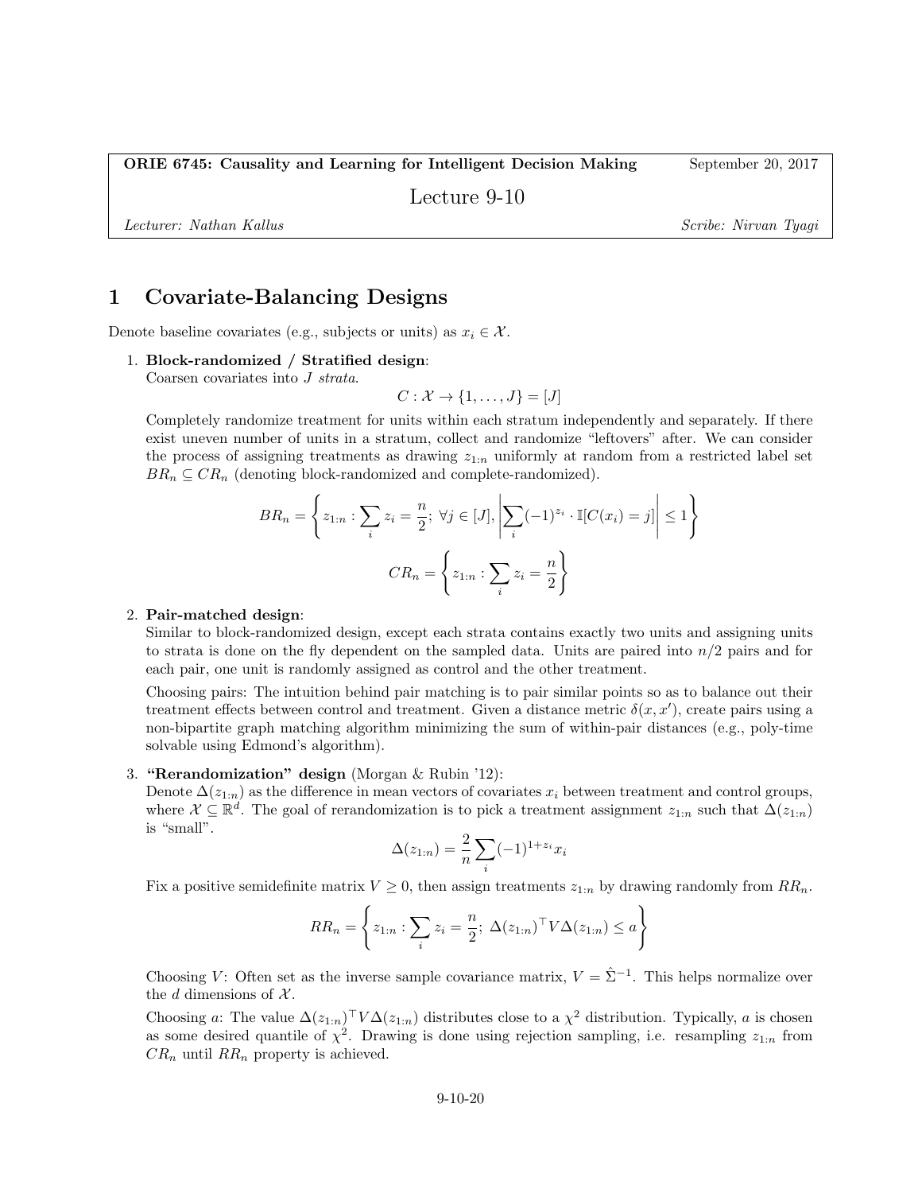**ORIE 6745: Causality and Learning for Intelligent Decision Making** September 20, 2017

Lecture 9-10

*Lecturer: Nathan Kallus* *Scribe: Nirvan Tyagi*

# 1 Covariate-Balancing Designs

Denote baseline covariates (e.g., subjects or units) as $x_i \in \mathcal{X}$.

1. **Block-randomized / Stratified design**:
   Coarsen covariates into $J$ *strata*.
   $$C : \mathcal{X} \to \{1, \ldots, J\} = [J]$$
   Completely randomize treatment for units within each stratum independently and separately. If there exist uneven number of units in a stratum, collect and randomize "leftovers" after. We can consider the process of assigning treatments as drawing $z_{1:n}$ uniformly at random from a restricted label set $BR_n \subseteq CR_n$ (denoting block-randomized and complete-randomized).
   $$BR_n = \left\{ z_{1:n} : \sum_i z_i = \frac{n}{2};\ \forall j \in [J], \left| \sum_i (-1)^{z_i} \cdot \mathbb{I}[C(x_i) = j] \right| \leq 1 \right\}$$
   $$CR_n = \left\{ z_{1:n} : \sum_i z_i = \frac{n}{2} \right\}$$

2. **Pair-matched design**:
   Similar to block-randomized design, except each strata contains exactly two units and assigning units to strata is done on the fly dependent on the sampled data. Units are paired into $n/2$ pairs and for each pair, one unit is randomly assigned as control and the other treatment.

   Choosing pairs: The intuition behind pair matching is to pair similar points so as to balance out their treatment effects between control and treatment. Given a distance metric $\delta(x, x')$, create pairs using a non-bipartite graph matching algorithm minimizing the sum of within-pair distances (e.g., poly-time solvable using Edmond's algorithm).

3. **"Rerandomization" design** (Morgan & Rubin '12):
   Denote $\Delta(z_{1:n})$ as the difference in mean vectors of covariates $x_i$ between treatment and control groups, where $\mathcal{X} \subseteq \mathbb{R}^d$. The goal of rerandomization is to pick a treatment assignment $z_{1:n}$ such that $\Delta(z_{1:n})$ is "small".
   $$\Delta(z_{1:n}) = \frac{2}{n} \sum_i (-1)^{1+z_i} x_i$$
   Fix a positive semidefinite matrix $V \geq 0$, then assign treatments $z_{1:n}$ by drawing randomly from $RR_n$.
   $$RR_n = \left\{ z_{1:n} : \sum_i z_i = \frac{n}{2};\ \Delta(z_{1:n})^\top V \Delta(z_{1:n}) \leq a \right\}$$
   Choosing $V$: Often set as the inverse sample covariance matrix, $V = \hat{\Sigma}^{-1}$. This helps normalize over the $d$ dimensions of $\mathcal{X}$.

   Choosing $a$: The value $\Delta(z_{1:n})^\top V \Delta(z_{1:n})$ distributes close to a $\chi^2$ distribution. Typically, $a$ is chosen as some desired quantile of $\chi^2$. Drawing is done using rejection sampling, i.e. resampling $z_{1:n}$ from $CR_n$ until $RR_n$ property is achieved.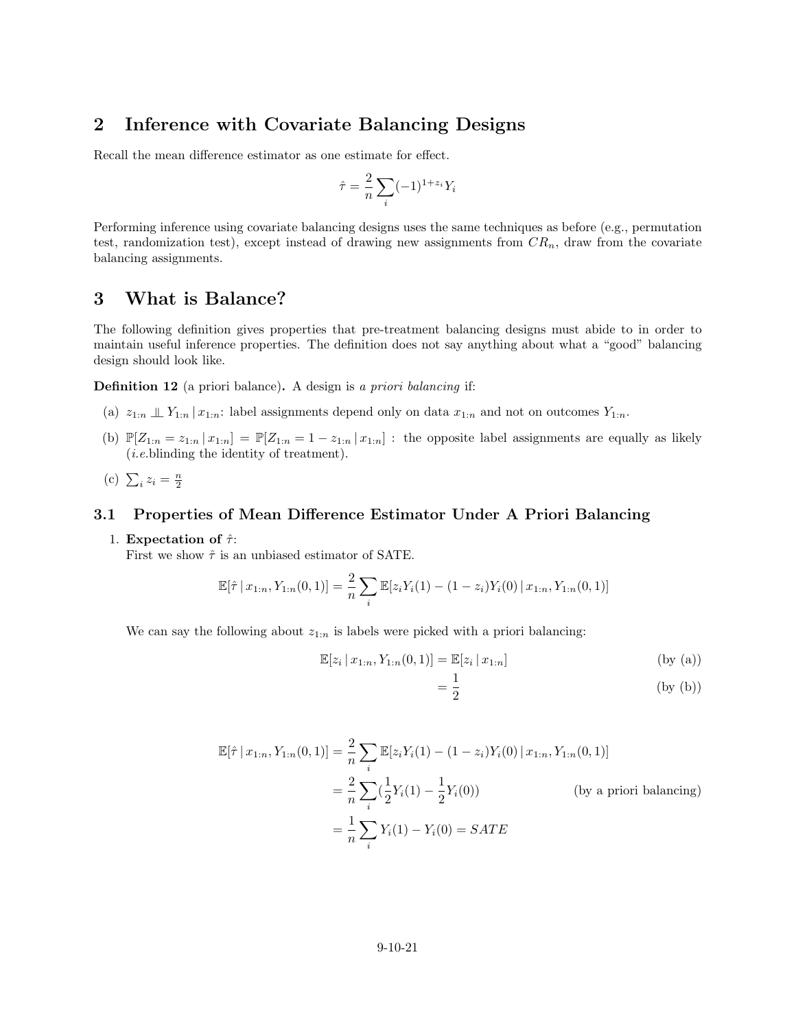## 2 Inference with Covariate Balancing Designs

Recall the mean difference estimator as one estimate for effect.

$$\hat{\tau} = \frac{2}{n} \sum_i (-1)^{1+z_i} Y_i$$

Performing inference using covariate balancing designs uses the same techniques as before (e.g., permutation test, randomization test), except instead of drawing new assignments from $CR_n$, draw from the covariate balancing assignments.

## 3 What is Balance?

The following definition gives properties that pre-treatment balancing designs must abide to in order to maintain useful inference properties. The definition does not say anything about what a "good" balancing design should look like.

**Definition 12** (a priori balance)**.** A design is *a priori balancing* if:

(a) $z_{1:n} \perp\!\!\!\perp Y_{1:n} \,|\, x_{1:n}$: label assignments depend only on data $x_{1:n}$ and not on outcomes $Y_{1:n}$.

(b) $\mathbb{P}[Z_{1:n} = z_{1:n} \,|\, x_{1:n}] = \mathbb{P}[Z_{1:n} = 1 - z_{1:n} \,|\, x_{1:n}]$ : the opposite label assignments are equally as likely (*i.e.*blinding the identity of treatment).

(c) $\sum_i z_i = \frac{n}{2}$

### 3.1 Properties of Mean Difference Estimator Under A Priori Balancing

1. **Expectation of $\hat{\tau}$**:
   First we show $\hat{\tau}$ is an unbiased estimator of SATE.

$$\mathbb{E}[\hat{\tau} \,|\, x_{1:n}, Y_{1:n}(0,1)] = \frac{2}{n} \sum_i \mathbb{E}[z_i Y_i(1) - (1 - z_i) Y_i(0) \,|\, x_{1:n}, Y_{1:n}(0,1)]$$

We can say the following about $z_{1:n}$ is labels were picked with a priori balancing:

$$\begin{aligned} \mathbb{E}[z_i \,|\, x_{1:n}, Y_{1:n}(0,1)] &= \mathbb{E}[z_i \,|\, x_{1:n}] && \text{(by (a))} \\ &= \frac{1}{2} && \text{(by (b))} \end{aligned}$$

$$\begin{aligned} \mathbb{E}[\hat{\tau} \,|\, x_{1:n}, Y_{1:n}(0,1)] &= \frac{2}{n} \sum_i \mathbb{E}[z_i Y_i(1) - (1 - z_i) Y_i(0) \,|\, x_{1:n}, Y_{1:n}(0,1)] \\ &= \frac{2}{n} \sum_i (\frac{1}{2} Y_i(1) - \frac{1}{2} Y_i(0)) && \text{(by a priori balancing)} \\ &= \frac{1}{n} \sum_i Y_i(1) - Y_i(0) = SATE \end{aligned}$$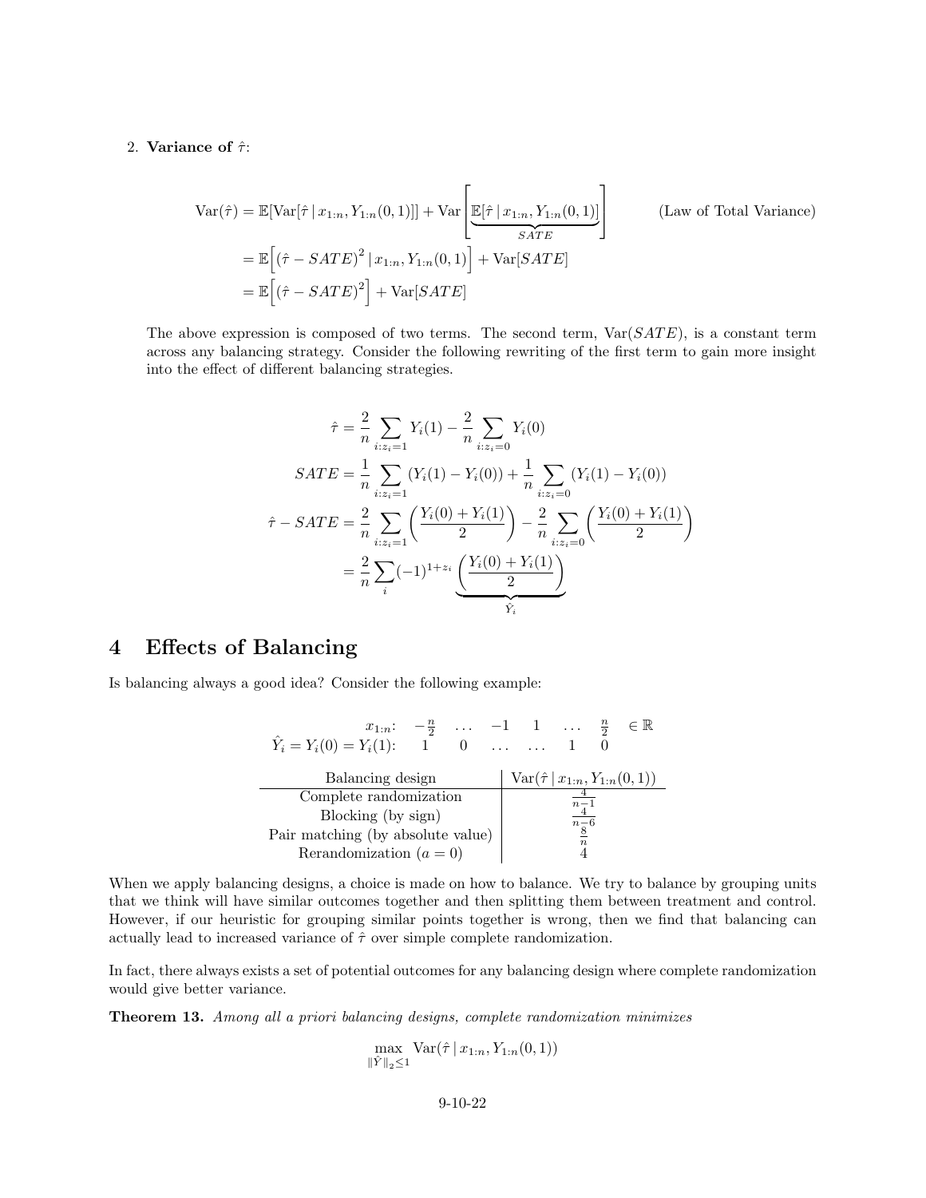2. **Variance of $\hat{\tau}$**:

$$
\begin{aligned}
\mathrm{Var}(\hat{\tau}) &= \mathbb{E}[\mathrm{Var}[\hat{\tau} \mid x_{1:n}, Y_{1:n}(0,1)]] + \mathrm{Var}\left[\underbrace{\mathbb{E}[\hat{\tau} \mid x_{1:n}, Y_{1:n}(0,1)]}_{SATE}\right] \qquad \text{(Law of Total Variance)} \\
&= \mathbb{E}\Big[(\hat{\tau} - SATE)^2 \mid x_{1:n}, Y_{1:n}(0,1)\Big] + \mathrm{Var}[SATE] \\
&= \mathbb{E}\Big[(\hat{\tau} - SATE)^2\Big] + \mathrm{Var}[SATE]
\end{aligned}
$$

The above expression is composed of two terms. The second term, $\mathrm{Var}(SATE)$, is a constant term across any balancing strategy. Consider the following rewriting of the first term to gain more insight into the effect of different balancing strategies.

$$
\begin{aligned}
\hat{\tau} &= \frac{2}{n}\sum_{i:z_i=1} Y_i(1) - \frac{2}{n}\sum_{i:z_i=0} Y_i(0) \\
SATE &= \frac{1}{n}\sum_{i:z_i=1} (Y_i(1) - Y_i(0)) + \frac{1}{n}\sum_{i:z_i=0} (Y_i(1) - Y_i(0)) \\
\hat{\tau} - SATE &= \frac{2}{n}\sum_{i:z_i=1} \left(\frac{Y_i(0) + Y_i(1)}{2}\right) - \frac{2}{n}\sum_{i:z_i=0} \left(\frac{Y_i(0) + Y_i(1)}{2}\right) \\
&= \frac{2}{n}\sum_i (-1)^{1+z_i} \underbrace{\left(\frac{Y_i(0) + Y_i(1)}{2}\right)}_{\hat{Y}_i}
\end{aligned}
$$

# 4 Effects of Balancing

Is balancing always a good idea? Consider the following example:

$$
\begin{array}{rcccccccl}
x_{1:n}: & -\frac{n}{2} & \dots & -1 & 1 & \dots & \frac{n}{2} & \in \mathbb{R} \\
\hat{Y}_i = Y_i(0) = Y_i(1): & 1 & 0 & \dots & \dots & 1 & 0 &
\end{array}
$$

| Balancing design | $\mathrm{Var}(\hat{\tau} \mid x_{1:n}, Y_{1:n}(0,1))$ |
|---|---|
| Complete randomization | $\frac{4}{n-1}$ |
| Blocking (by sign) | $\frac{4}{n-6}$ |
| Pair matching (by absolute value) | $\frac{8}{n}$ |
| Rerandomization ($a = 0$) | $4$ |

When we apply balancing designs, a choice is made on how to balance. We try to balance by grouping units that we think will have similar outcomes together and then splitting them between treatment and control. However, if our heuristic for grouping similar points together is wrong, then we find that balancing can actually lead to increased variance of $\hat{\tau}$ over simple complete randomization.

In fact, there always exists a set of potential outcomes for any balancing design where complete randomization would give better variance.

**Theorem 13.** *Among all a priori balancing designs, complete randomization minimizes*

$$
\max_{\|\hat{Y}\|_2 \leq 1} \mathrm{Var}(\hat{\tau} \mid x_{1:n}, Y_{1:n}(0,1))
$$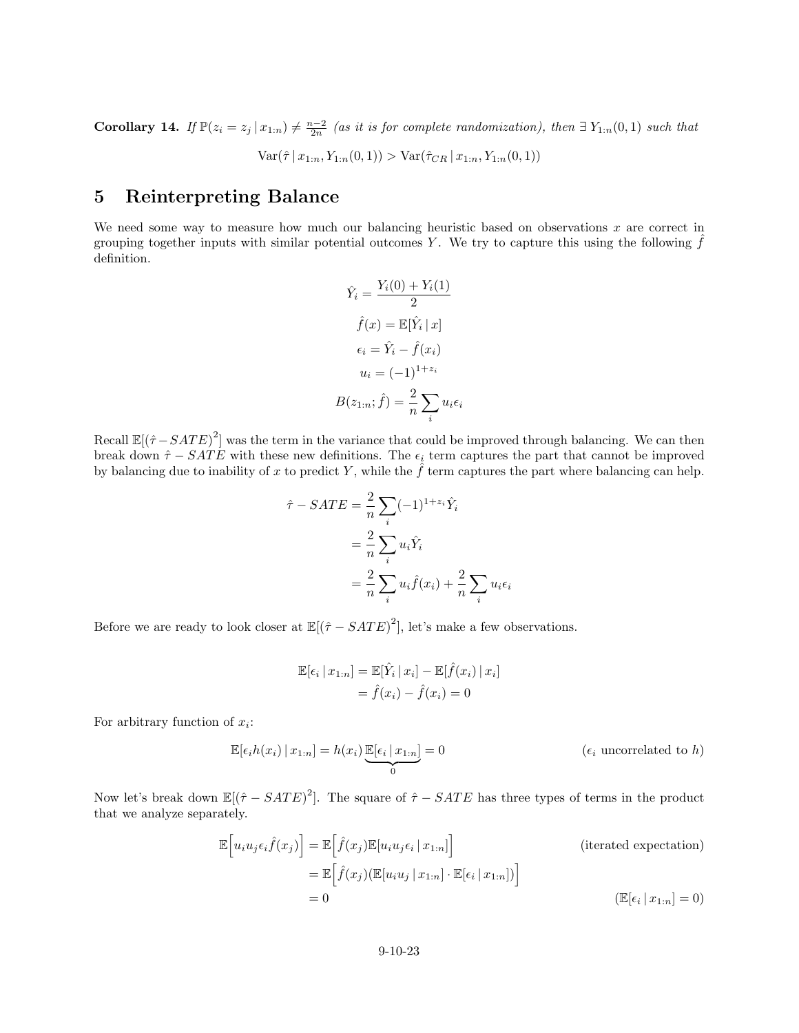**Corollary 14.** *If* $\mathbb{P}(z_i = z_j \,|\, x_{1:n}) \neq \frac{n-2}{2n}$ *(as it is for complete randomization), then* $\exists\, Y_{1:n}(0,1)$ *such that*

$$\mathrm{Var}(\hat{\tau} \,|\, x_{1:n}, Y_{1:n}(0,1)) > \mathrm{Var}(\hat{\tau}_{CR} \,|\, x_{1:n}, Y_{1:n}(0,1))$$

# 5 Reinterpreting Balance

We need some way to measure how much our balancing heuristic based on observations $x$ are correct in grouping together inputs with similar potential outcomes $Y$. We try to capture this using the following $\hat{f}$ definition.

$$\hat{Y}_i = \frac{Y_i(0) + Y_i(1)}{2}$$

$$\hat{f}(x) = \mathbb{E}[\hat{Y}_i \,|\, x]$$

$$\epsilon_i = \hat{Y}_i - \hat{f}(x_i)$$

$$u_i = (-1)^{1+z_i}$$

$$B(z_{1:n}; \hat{f}) = \frac{2}{n} \sum_i u_i \epsilon_i$$

Recall $\mathbb{E}[(\hat{\tau} - SATE)^2]$ was the term in the variance that could be improved through balancing. We can then break down $\hat{\tau} - SATE$ with these new definitions. The $\epsilon_i$ term captures the part that cannot be improved by balancing due to inability of $x$ to predict $Y$, while the $\hat{f}$ term captures the part where balancing can help.

$$\begin{aligned}
\hat{\tau} - SATE &= \frac{2}{n} \sum_i (-1)^{1+z_i} \hat{Y}_i \\
&= \frac{2}{n} \sum_i u_i \hat{Y}_i \\
&= \frac{2}{n} \sum_i u_i \hat{f}(x_i) + \frac{2}{n} \sum_i u_i \epsilon_i
\end{aligned}$$

Before we are ready to look closer at $\mathbb{E}[(\hat{\tau} - SATE)^2]$, let's make a few observations.

$$\begin{aligned}
\mathbb{E}[\epsilon_i \,|\, x_{1:n}] &= \mathbb{E}[\hat{Y}_i \,|\, x_i] - \mathbb{E}[\hat{f}(x_i) \,|\, x_i] \\
&= \hat{f}(x_i) - \hat{f}(x_i) = 0
\end{aligned}$$

For arbitrary function of $x_i$:

$$\mathbb{E}[\epsilon_i h(x_i) \,|\, x_{1:n}] = h(x_i) \underbrace{\mathbb{E}[\epsilon_i \,|\, x_{1:n}]}_{0} = 0 \qquad (\epsilon_i \text{ uncorrelated to } h)$$

Now let's break down $\mathbb{E}[(\hat{\tau} - SATE)^2]$. The square of $\hat{\tau} - SATE$ has three types of terms in the product that we analyze separately.

$$\begin{aligned}
\mathbb{E}\Big[u_i u_j \epsilon_i \hat{f}(x_j)\Big] &= \mathbb{E}\Big[\hat{f}(x_j) \mathbb{E}[u_i u_j \epsilon_i \,|\, x_{1:n}]\Big] && \text{(iterated expectation)} \\
&= \mathbb{E}\Big[\hat{f}(x_j)(\mathbb{E}[u_i u_j \,|\, x_{1:n}] \cdot \mathbb{E}[\epsilon_i \,|\, x_{1:n}])\Big] \\
&= 0 && (\mathbb{E}[\epsilon_i \,|\, x_{1:n}] = 0)
\end{aligned}$$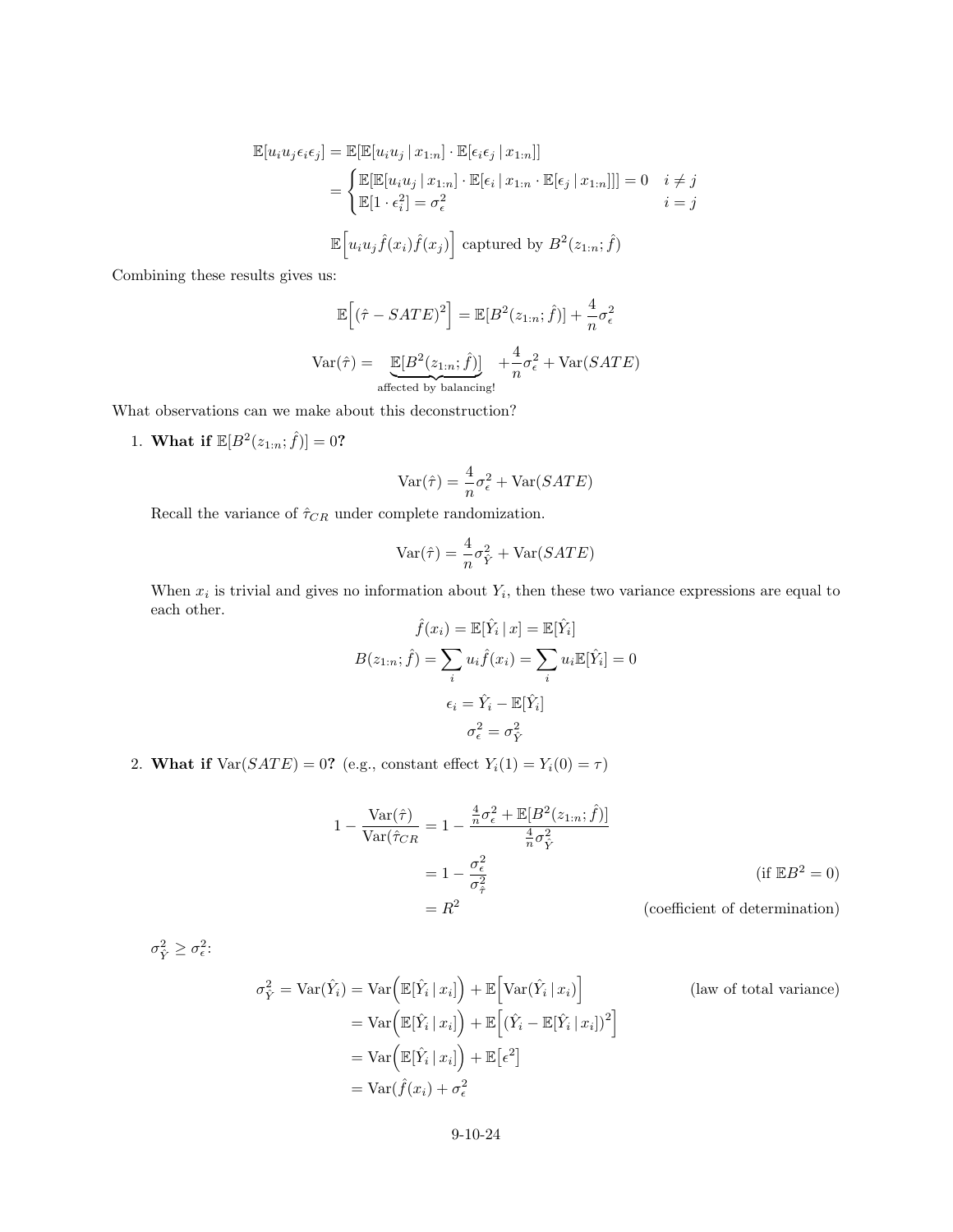$$
\begin{aligned}
\mathbb{E}[u_i u_j \epsilon_i \epsilon_j] &= \mathbb{E}[\mathbb{E}[u_i u_j \mid x_{1:n}] \cdot \mathbb{E}[\epsilon_i \epsilon_j \mid x_{1:n}]] \\
&= \begin{cases} \mathbb{E}[\mathbb{E}[u_i u_j \mid x_{1:n}] \cdot \mathbb{E}[\epsilon_i \mid x_{1:n} \cdot \mathbb{E}[\epsilon_j \mid x_{1:n}]]] = 0 & i \neq j \\ \mathbb{E}[1 \cdot \epsilon_i^2] = \sigma_\epsilon^2 & i = j \end{cases}
\end{aligned}
$$

$$
\mathbb{E}\Big[u_i u_j \hat{f}(x_i) \hat{f}(x_j)\Big] \text{ captured by } B^2(z_{1:n}; \hat{f})
$$

Combining these results gives us:

$$
\mathbb{E}\Big[(\hat{\tau} - SATE)^2\Big] = \mathbb{E}[B^2(z_{1:n}; \hat{f})] + \frac{4}{n}\sigma_\epsilon^2
$$

$$
\mathrm{Var}(\hat{\tau}) = \underbrace{\mathbb{E}[B^2(z_{1:n}; \hat{f})]}_{\text{affected by balancing!}} + \frac{4}{n}\sigma_\epsilon^2 + \mathrm{Var}(SATE)
$$

What observations can we make about this deconstruction?

1. **What if $\mathbb{E}[B^2(z_{1:n}; \hat{f})] = 0$?**

$$
\mathrm{Var}(\hat{\tau}) = \frac{4}{n}\sigma_\epsilon^2 + \mathrm{Var}(SATE)
$$

Recall the variance of $\hat{\tau}_{CR}$ under complete randomization.

$$
\mathrm{Var}(\hat{\tau}) = \frac{4}{n}\sigma_{\hat{Y}}^2 + \mathrm{Var}(SATE)
$$

When $x_i$ is trivial and gives no information about $Y_i$, then these two variance expressions are equal to each other.

$$
\hat{f}(x_i) = \mathbb{E}[\hat{Y}_i \mid x] = \mathbb{E}[\hat{Y}_i]
$$

$$
B(z_{1:n}; \hat{f}) = \sum_i u_i \hat{f}(x_i) = \sum_i u_i \mathbb{E}[\hat{Y}_i] = 0
$$

$$
\epsilon_i = \hat{Y}_i - \mathbb{E}[\hat{Y}_i]
$$

$$
\sigma_\epsilon^2 = \sigma_{\hat{Y}}^2
$$

2. **What if $\mathrm{Var}(SATE) = 0$?** (e.g., constant effect $Y_i(1) = Y_i(0) = \tau$)

$$
\begin{aligned}
1 - \frac{\mathrm{Var}(\hat{\tau})}{\mathrm{Var}(\hat{\tau}_{CR}} &= 1 - \frac{\frac{4}{n}\sigma_\epsilon^2 + \mathbb{E}[B^2(z_{1:n}; \hat{f})]}{\frac{4}{n}\sigma_{\hat{Y}}^2} \\
&= 1 - \frac{\sigma_\epsilon^2}{\sigma_{\hat{\tau}}^2} && \text{(if } \mathbb{E}B^2 = 0\text{)} \\
&= R^2 && \text{(coefficient of determination)}
\end{aligned}
$$

$\sigma_{\hat{Y}}^2 \geq \sigma_\epsilon^2$:

$$
\begin{aligned}
\sigma_{\hat{Y}}^2 = \mathrm{Var}(\hat{Y}_i) &= \mathrm{Var}\Big(\mathbb{E}[\hat{Y}_i \mid x_i]\Big) + \mathbb{E}\Big[\mathrm{Var}(\hat{Y}_i \mid x_i)\Big] && \text{(law of total variance)} \\
&= \mathrm{Var}\Big(\mathbb{E}[\hat{Y}_i \mid x_i]\Big) + \mathbb{E}\Big[(\hat{Y}_i - \mathbb{E}[\hat{Y}_i \mid x_i])^2\Big] \\
&= \mathrm{Var}\Big(\mathbb{E}[\hat{Y}_i \mid x_i]\Big) + \mathbb{E}\big[\epsilon^2\big] \\
&= \mathrm{Var}(\hat{f}(x_i) + \sigma_\epsilon^2
\end{aligned}
$$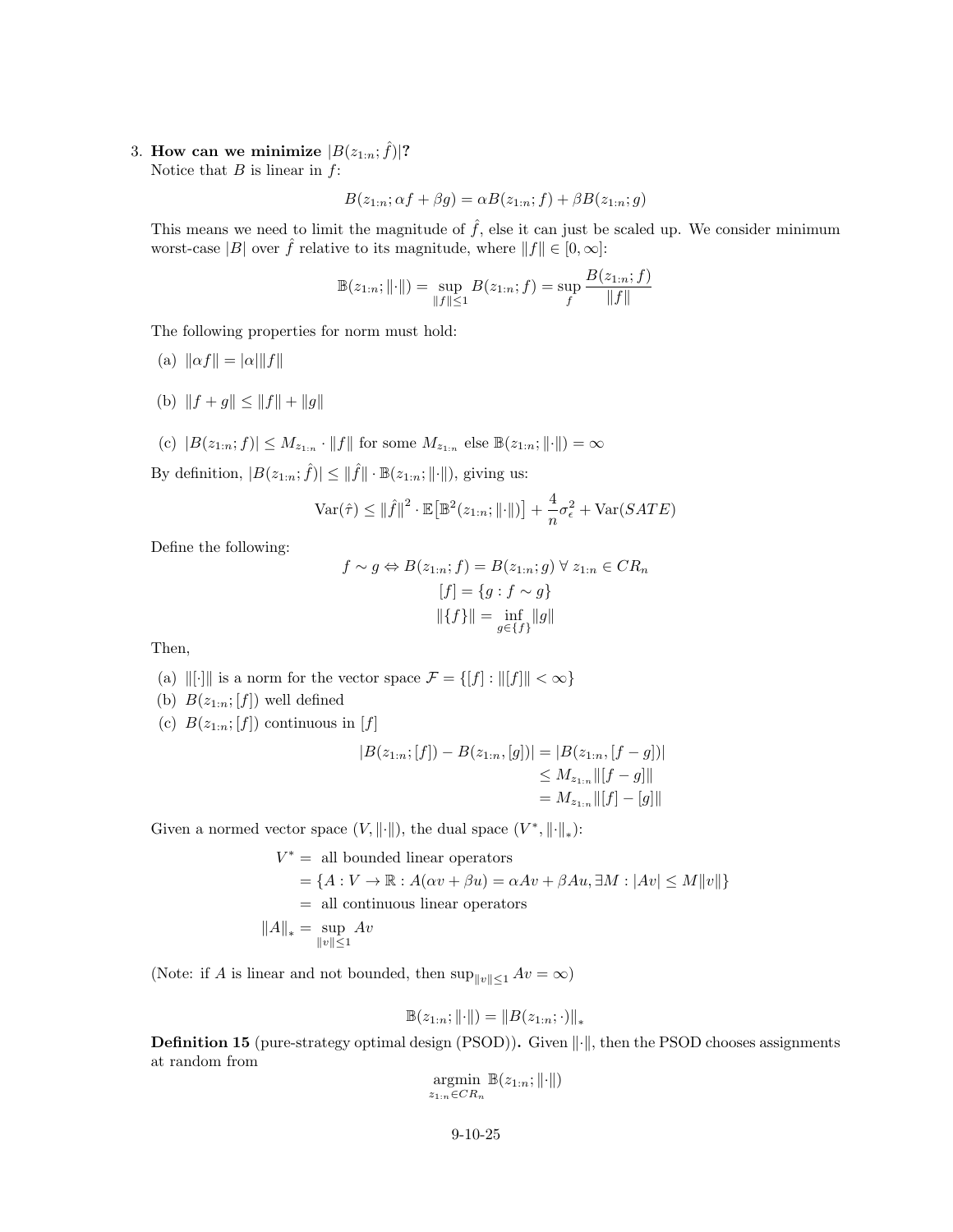3. **How can we minimize $|B(z_{1:n}; \hat{f})|$?**
Notice that $B$ is linear in $f$:

$$B(z_{1:n}; \alpha f + \beta g) = \alpha B(z_{1:n}; f) + \beta B(z_{1:n}; g)$$

This means we need to limit the magnitude of $\hat{f}$, else it can just be scaled up. We consider minimum worst-case $|B|$ over $\hat{f}$ relative to its magnitude, where $\|f\| \in [0, \infty]$:

$$\mathbb{B}(z_{1:n}; \|\cdot\|) = \sup_{\|f\| \leq 1} B(z_{1:n}; f) = \sup_{f} \frac{B(z_{1:n}; f)}{\|f\|}$$

The following properties for norm must hold:

(a) $\|\alpha f\| = |\alpha| \|f\|$

(b) $\|f + g\| \leq \|f\| + \|g\|$

(c) $|B(z_{1:n}; f)| \leq M_{z_{1:n}} \cdot \|f\|$ for some $M_{z_{1:n}}$ else $\mathbb{B}(z_{1:n}; \|\cdot\|) = \infty$

By definition, $|B(z_{1:n}; \hat{f})| \leq \|\hat{f}\| \cdot \mathbb{B}(z_{1:n}; \|\cdot\|)$, giving us:

$$\text{Var}(\hat{\tau}) \leq \|\hat{f}\|^2 \cdot \mathbb{E}\big[\mathbb{B}^2(z_{1:n}; \|\cdot\|)\big] + \frac{4}{n}\sigma_\epsilon^2 + \text{Var}(SATE)$$

Define the following:

$$f \sim g \Leftrightarrow B(z_{1:n}; f) = B(z_{1:n}; g) \;\forall\; z_{1:n} \in CR_n$$
$$[f] = \{g : f \sim g\}$$
$$\|\{f\}\| = \inf_{g \in \{f\}} \|g\|$$

Then,

(a) $\|[\cdot]\|$ is a norm for the vector space $\mathcal{F} = \{[f] : \|[f]\| < \infty\}$

(b) $B(z_{1:n}; [f])$ well defined

(c) $B(z_{1:n}; [f])$ continuous in $[f]$

$$\begin{aligned} |B(z_{1:n}; [f]) - B(z_{1:n}, [g])| &= |B(z_{1:n}, [f - g])| \\ &\leq M_{z_{1:n}} \|[f - g]\| \\ &= M_{z_{1:n}} \|[f] - [g]\| \end{aligned}$$

Given a normed vector space $(V, \|\cdot\|)$, the dual space $(V^*, \|\cdot\|_*)$:

$$\begin{aligned} V^* &= \text{ all bounded linear operators} \\ &= \{A : V \to \mathbb{R} : A(\alpha v + \beta u) = \alpha Av + \beta Au, \exists M : |Av| \leq M\|v\|\} \\ &= \text{ all continuous linear operators} \\ \|A\|_* &= \sup_{\|v\| \leq 1} Av \end{aligned}$$

(Note: if $A$ is linear and not bounded, then $\sup_{\|v\| \leq 1} Av = \infty$)

$$\mathbb{B}(z_{1:n}; \|\cdot\|) = \|B(z_{1:n}; \cdot)\|_*$$

**Definition 15** (pure-strategy optimal design (PSOD))**.** Given $\|\cdot\|$, then the PSOD chooses assignments at random from

$$\underset{z_{1:n} \in CR_n}{\text{argmin}} \; \mathbb{B}(z_{1:n}; \|\cdot\|)$$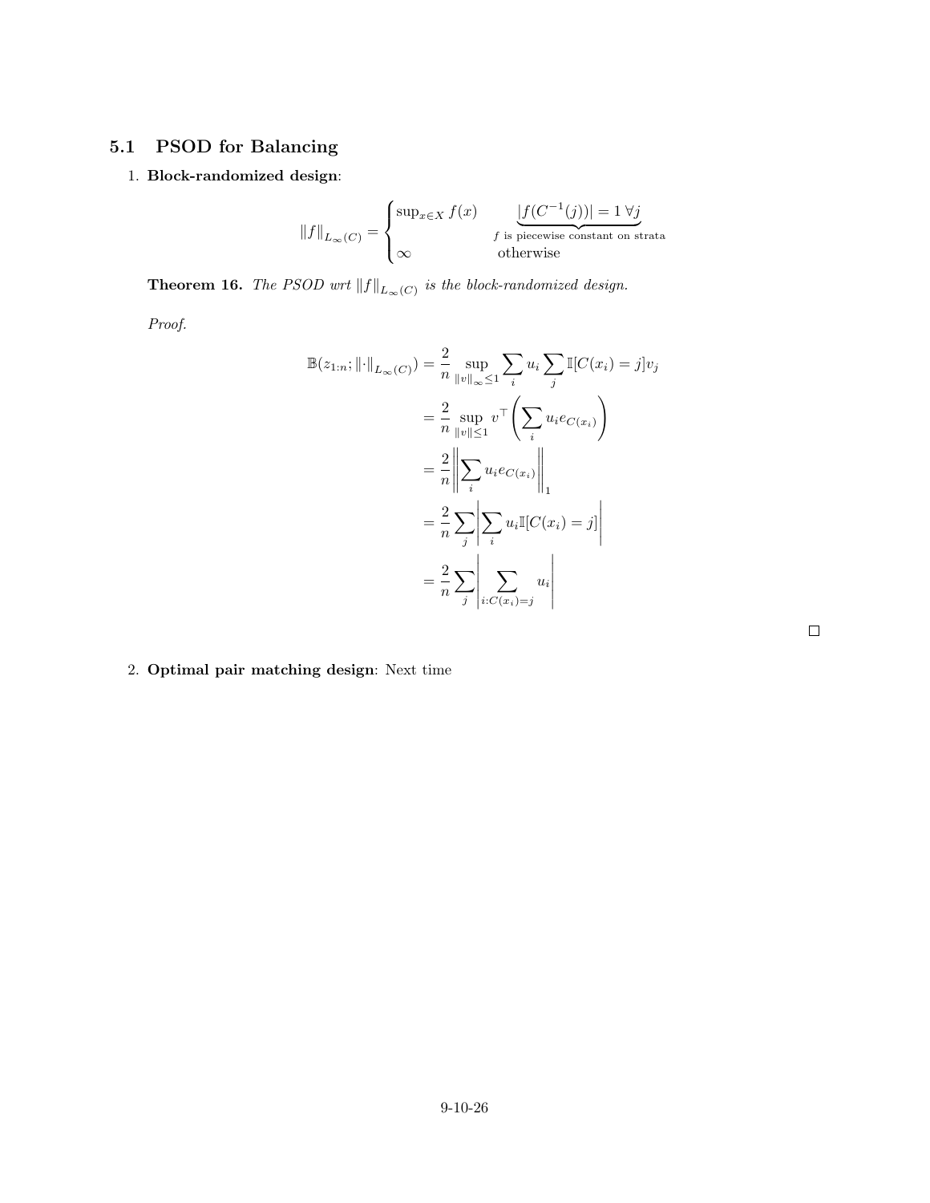## 5.1 PSOD for Balancing

1. **Block-randomized design**:

$$\|f\|_{L_\infty(C)} = \begin{cases} \sup_{x \in X} f(x) & \underbrace{|f(C^{-1}(j))| = 1 \; \forall j}_{f \text{ is piecewise constant on strata}} \\ \infty & \text{otherwise} \end{cases}$$

**Theorem 16.** *The PSOD wrt $\|f\|_{L_\infty(C)}$ is the block-randomized design.*

*Proof.*

$$\begin{aligned}
\mathbb{B}(z_{1:n}; \|\cdot\|_{L_\infty(C)}) &= \frac{2}{n} \sup_{\|v\|_\infty \leq 1} \sum_i u_i \sum_j \mathbb{I}[C(x_i) = j] v_j \\
&= \frac{2}{n} \sup_{\|v\| \leq 1} v^\top \left( \sum_i u_i e_{C(x_i)} \right) \\
&= \frac{2}{n} \left\| \sum_i u_i e_{C(x_i)} \right\|_1 \\
&= \frac{2}{n} \sum_j \left| \sum_i u_i \mathbb{I}[C(x_i) = j] \right| \\
&= \frac{2}{n} \sum_j \left| \sum_{i : C(x_i) = j} u_i \right|
\end{aligned}$$

□

2. **Optimal pair matching design**: Next time